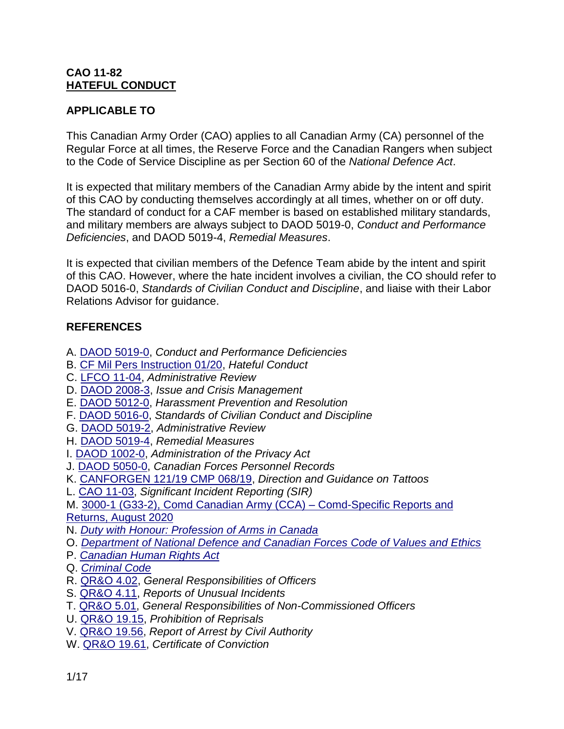**CAO 11-82**
**HATEFUL CONDUCT**

**APPLICABLE TO**

This Canadian Army Order (CAO) applies to all Canadian Army (CA) personnel of the Regular Force at all times, the Reserve Force and the Canadian Rangers when subject to the Code of Service Discipline as per Section 60 of the *National Defence Act*.

It is expected that military members of the Canadian Army abide by the intent and spirit of this CAO by conducting themselves accordingly at all times, whether on or off duty. The standard of conduct for a CAF member is based on established military standards, and military members are always subject to DAOD 5019-0, *Conduct and Performance Deficiencies*, and DAOD 5019-4, *Remedial Measures*.

It is expected that civilian members of the Defence Team abide by the intent and spirit of this CAO. However, where the hate incident involves a civilian, the CO should refer to DAOD 5016-0, *Standards of Civilian Conduct and Discipline*, and liaise with their Labor Relations Advisor for guidance.

**REFERENCES**

A. DAOD 5019-0, *Conduct and Performance Deficiencies*
B. CF Mil Pers Instruction 01/20, *Hateful Conduct*
C. LFCO 11-04, *Administrative Review*
D. DAOD 2008-3, *Issue and Crisis Management*
E. DAOD 5012-0, *Harassment Prevention and Resolution*
F. DAOD 5016-0, *Standards of Civilian Conduct and Discipline*
G. DAOD 5019-2, *Administrative Review*
H. DAOD 5019-4, *Remedial Measures*
I. DAOD 1002-0, *Administration of the Privacy Act*
J. DAOD 5050-0, *Canadian Forces Personnel Records*
K. CANFORGEN 121/19 CMP 068/19, *Direction and Guidance on Tattoos*
L. CAO 11-03, *Significant Incident Reporting (SIR)*
M. 3000-1 (G33-2), Comd Canadian Army (CCA) – Comd-Specific Reports and Returns, August 2020
N. *Duty with Honour: Profession of Arms in Canada*
O. *Department of National Defence and Canadian Forces Code of Values and Ethics*
P. *Canadian Human Rights Act*
Q. *Criminal Code*
R. QR&O 4.02, *General Responsibilities of Officers*
S. QR&O 4.11, *Reports of Unusual Incidents*
T. QR&O 5.01, *General Responsibilities of Non-Commissioned Officers*
U. QR&O 19.15, *Prohibition of Reprisals*
V. QR&O 19.56, *Report of Arrest by Civil Authority*
W. QR&O 19.61, *Certificate of Conviction*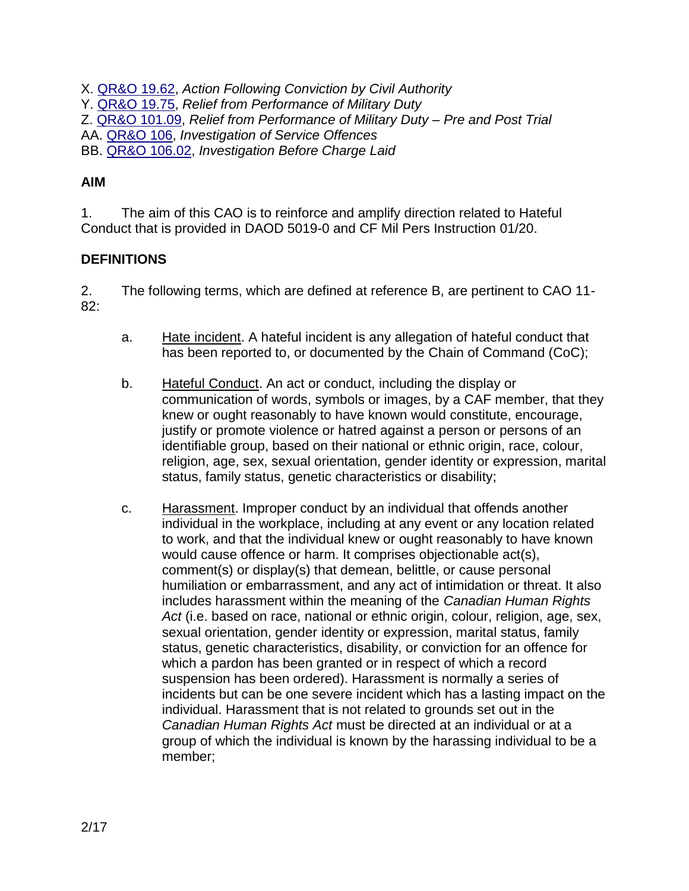X. QR&O 19.62, *Action Following Conviction by Civil Authority*
Y. QR&O 19.75, *Relief from Performance of Military Duty*
Z. QR&O 101.09, *Relief from Performance of Military Duty – Pre and Post Trial*
AA. QR&O 106, *Investigation of Service Offences*
BB. QR&O 106.02, *Investigation Before Charge Laid*

**AIM**

1. The aim of this CAO is to reinforce and amplify direction related to Hateful Conduct that is provided in DAOD 5019-0 and CF Mil Pers Instruction 01/20.

**DEFINITIONS**

2. The following terms, which are defined at reference B, are pertinent to CAO 11-82:

   a. Hate incident. A hateful incident is any allegation of hateful conduct that has been reported to, or documented by the Chain of Command (CoC);

   b. Hateful Conduct. An act or conduct, including the display or communication of words, symbols or images, by a CAF member, that they knew or ought reasonably to have known would constitute, encourage, justify or promote violence or hatred against a person or persons of an identifiable group, based on their national or ethnic origin, race, colour, religion, age, sex, sexual orientation, gender identity or expression, marital status, family status, genetic characteristics or disability;

   c. Harassment. Improper conduct by an individual that offends another individual in the workplace, including at any event or any location related to work, and that the individual knew or ought reasonably to have known would cause offence or harm. It comprises objectionable act(s), comment(s) or display(s) that demean, belittle, or cause personal humiliation or embarrassment, and any act of intimidation or threat. It also includes harassment within the meaning of the *Canadian Human Rights Act* (i.e. based on race, national or ethnic origin, colour, religion, age, sex, sexual orientation, gender identity or expression, marital status, family status, genetic characteristics, disability, or conviction for an offence for which a pardon has been granted or in respect of which a record suspension has been ordered). Harassment is normally a series of incidents but can be one severe incident which has a lasting impact on the individual. Harassment that is not related to grounds set out in the *Canadian Human Rights Act* must be directed at an individual or at a group of which the individual is known by the harassing individual to be a member;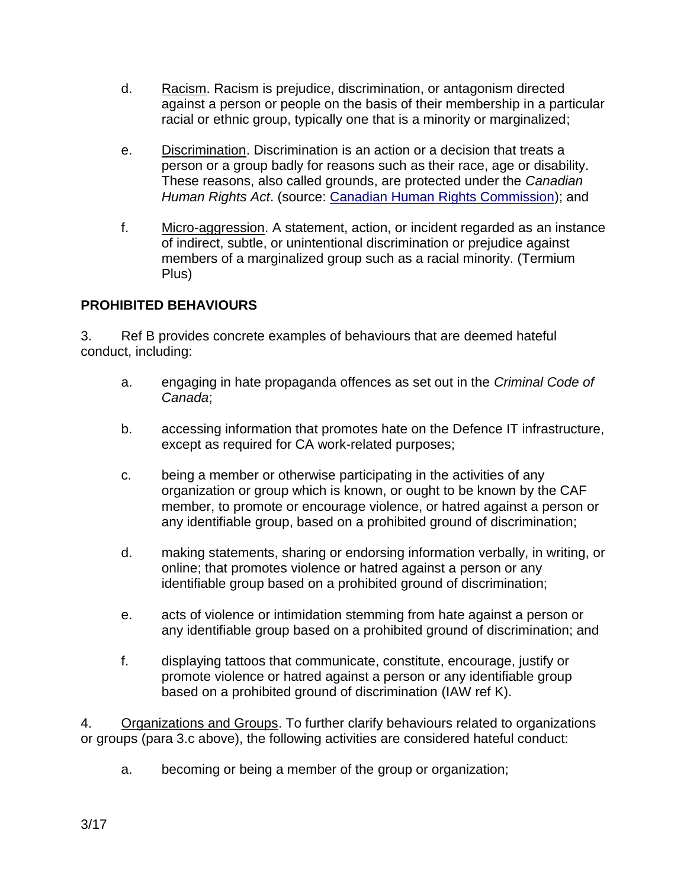d. Racism. Racism is prejudice, discrimination, or antagonism directed against a person or people on the basis of their membership in a particular racial or ethnic group, typically one that is a minority or marginalized;

e. Discrimination. Discrimination is an action or a decision that treats a person or a group badly for reasons such as their race, age or disability. These reasons, also called grounds, are protected under the *Canadian Human Rights Act*. (source: Canadian Human Rights Commission); and

f. Micro-aggression. A statement, action, or incident regarded as an instance of indirect, subtle, or unintentional discrimination or prejudice against members of a marginalized group such as a racial minority. (Termium Plus)

**PROHIBITED BEHAVIOURS**

3. Ref B provides concrete examples of behaviours that are deemed hateful conduct, including:

a. engaging in hate propaganda offences as set out in the *Criminal Code of Canada*;

b. accessing information that promotes hate on the Defence IT infrastructure, except as required for CA work-related purposes;

c. being a member or otherwise participating in the activities of any organization or group which is known, or ought to be known by the CAF member, to promote or encourage violence, or hatred against a person or any identifiable group, based on a prohibited ground of discrimination;

d. making statements, sharing or endorsing information verbally, in writing, or online; that promotes violence or hatred against a person or any identifiable group based on a prohibited ground of discrimination;

e. acts of violence or intimidation stemming from hate against a person or any identifiable group based on a prohibited ground of discrimination; and

f. displaying tattoos that communicate, constitute, encourage, justify or promote violence or hatred against a person or any identifiable group based on a prohibited ground of discrimination (IAW ref K).

4. Organizations and Groups. To further clarify behaviours related to organizations or groups (para 3.c above), the following activities are considered hateful conduct:

a. becoming or being a member of the group or organization;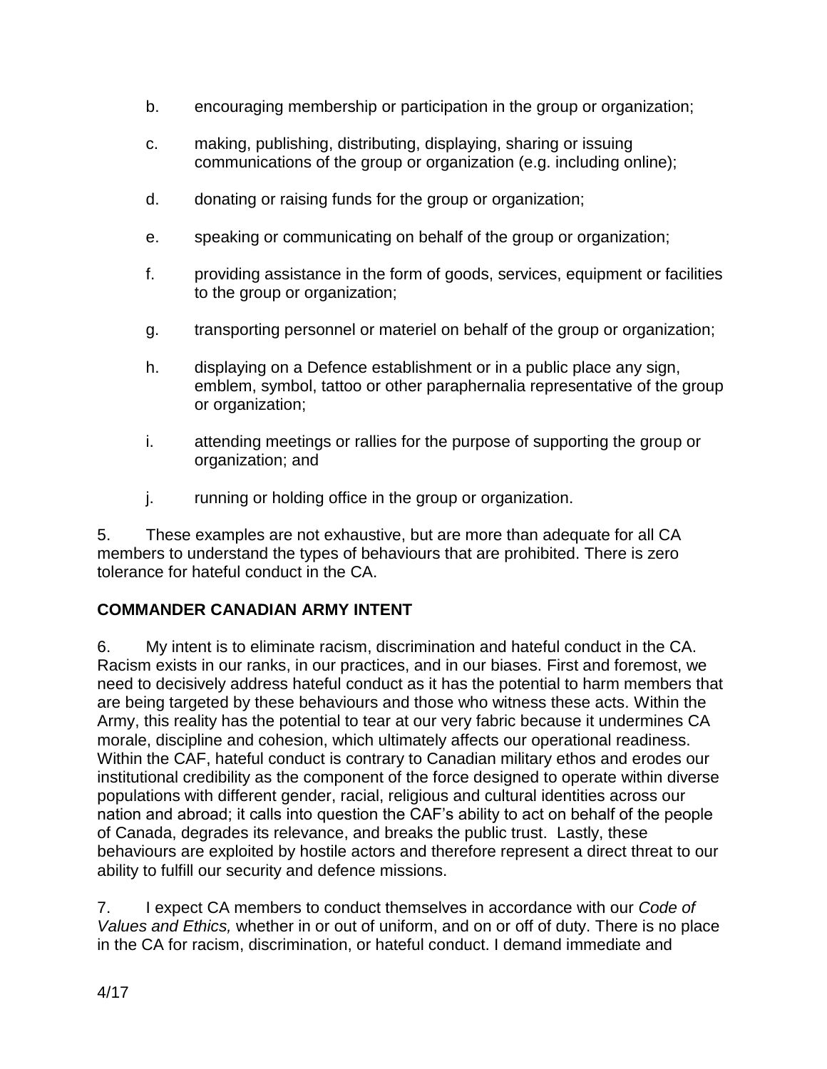b. encouraging membership or participation in the group or organization;

c. making, publishing, distributing, displaying, sharing or issuing communications of the group or organization (e.g. including online);

d. donating or raising funds for the group or organization;

e. speaking or communicating on behalf of the group or organization;

f. providing assistance in the form of goods, services, equipment or facilities to the group or organization;

g. transporting personnel or materiel on behalf of the group or organization;

h. displaying on a Defence establishment or in a public place any sign, emblem, symbol, tattoo or other paraphernalia representative of the group or organization;

i. attending meetings or rallies for the purpose of supporting the group or organization; and

j. running or holding office in the group or organization.

5. These examples are not exhaustive, but are more than adequate for all CA members to understand the types of behaviours that are prohibited. There is zero tolerance for hateful conduct in the CA.

**COMMANDER CANADIAN ARMY INTENT**

6. My intent is to eliminate racism, discrimination and hateful conduct in the CA. Racism exists in our ranks, in our practices, and in our biases. First and foremost, we need to decisively address hateful conduct as it has the potential to harm members that are being targeted by these behaviours and those who witness these acts. Within the Army, this reality has the potential to tear at our very fabric because it undermines CA morale, discipline and cohesion, which ultimately affects our operational readiness. Within the CAF, hateful conduct is contrary to Canadian military ethos and erodes our institutional credibility as the component of the force designed to operate within diverse populations with different gender, racial, religious and cultural identities across our nation and abroad; it calls into question the CAF's ability to act on behalf of the people of Canada, degrades its relevance, and breaks the public trust. Lastly, these behaviours are exploited by hostile actors and therefore represent a direct threat to our ability to fulfill our security and defence missions.

7. I expect CA members to conduct themselves in accordance with our *Code of Values and Ethics,* whether in or out of uniform, and on or off of duty. There is no place in the CA for racism, discrimination, or hateful conduct. I demand immediate and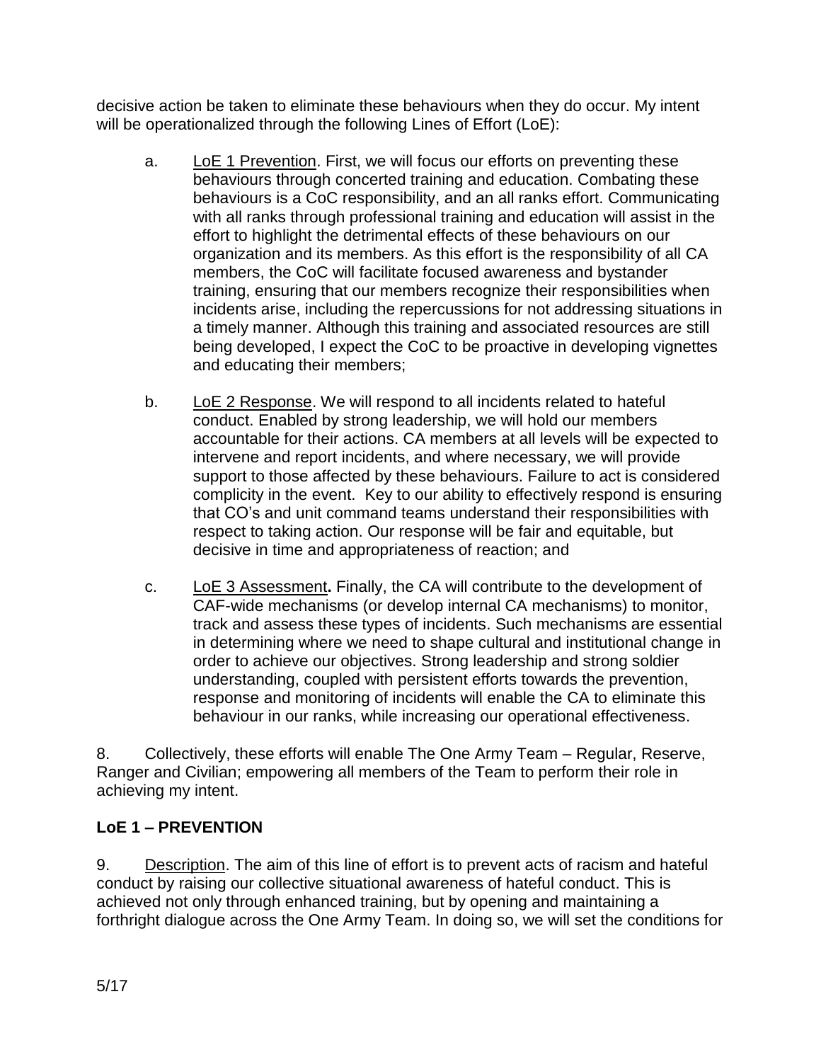decisive action be taken to eliminate these behaviours when they do occur. My intent will be operationalized through the following Lines of Effort (LoE):

a. LoE 1 Prevention. First, we will focus our efforts on preventing these behaviours through concerted training and education. Combating these behaviours is a CoC responsibility, and an all ranks effort. Communicating with all ranks through professional training and education will assist in the effort to highlight the detrimental effects of these behaviours on our organization and its members. As this effort is the responsibility of all CA members, the CoC will facilitate focused awareness and bystander training, ensuring that our members recognize their responsibilities when incidents arise, including the repercussions for not addressing situations in a timely manner. Although this training and associated resources are still being developed, I expect the CoC to be proactive in developing vignettes and educating their members;

b. LoE 2 Response. We will respond to all incidents related to hateful conduct. Enabled by strong leadership, we will hold our members accountable for their actions. CA members at all levels will be expected to intervene and report incidents, and where necessary, we will provide support to those affected by these behaviours. Failure to act is considered complicity in the event. Key to our ability to effectively respond is ensuring that CO's and unit command teams understand their responsibilities with respect to taking action. Our response will be fair and equitable, but decisive in time and appropriateness of reaction; and

c. LoE 3 Assessment**.** Finally, the CA will contribute to the development of CAF-wide mechanisms (or develop internal CA mechanisms) to monitor, track and assess these types of incidents. Such mechanisms are essential in determining where we need to shape cultural and institutional change in order to achieve our objectives. Strong leadership and strong soldier understanding, coupled with persistent efforts towards the prevention, response and monitoring of incidents will enable the CA to eliminate this behaviour in our ranks, while increasing our operational effectiveness.

8. Collectively, these efforts will enable The One Army Team – Regular, Reserve, Ranger and Civilian; empowering all members of the Team to perform their role in achieving my intent.

**LoE 1 – PREVENTION**

9. Description. The aim of this line of effort is to prevent acts of racism and hateful conduct by raising our collective situational awareness of hateful conduct. This is achieved not only through enhanced training, but by opening and maintaining a forthright dialogue across the One Army Team. In doing so, we will set the conditions for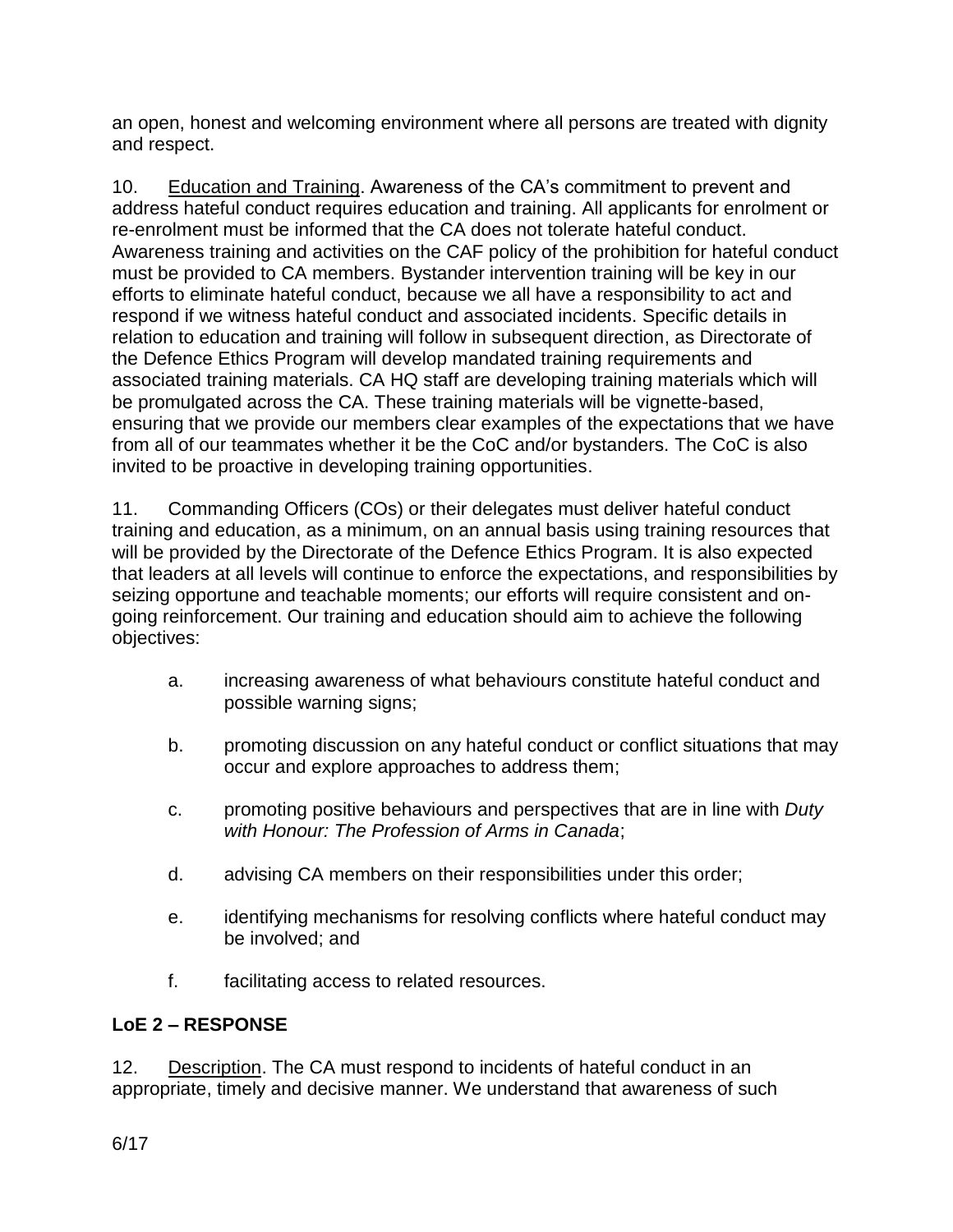an open, honest and welcoming environment where all persons are treated with dignity and respect.

10. Education and Training. Awareness of the CA's commitment to prevent and address hateful conduct requires education and training. All applicants for enrolment or re-enrolment must be informed that the CA does not tolerate hateful conduct. Awareness training and activities on the CAF policy of the prohibition for hateful conduct must be provided to CA members. Bystander intervention training will be key in our efforts to eliminate hateful conduct, because we all have a responsibility to act and respond if we witness hateful conduct and associated incidents. Specific details in relation to education and training will follow in subsequent direction, as Directorate of the Defence Ethics Program will develop mandated training requirements and associated training materials. CA HQ staff are developing training materials which will be promulgated across the CA. These training materials will be vignette-based, ensuring that we provide our members clear examples of the expectations that we have from all of our teammates whether it be the CoC and/or bystanders. The CoC is also invited to be proactive in developing training opportunities.

11. Commanding Officers (COs) or their delegates must deliver hateful conduct training and education, as a minimum, on an annual basis using training resources that will be provided by the Directorate of the Defence Ethics Program. It is also expected that leaders at all levels will continue to enforce the expectations, and responsibilities by seizing opportune and teachable moments; our efforts will require consistent and on-going reinforcement. Our training and education should aim to achieve the following objectives:

a. increasing awareness of what behaviours constitute hateful conduct and possible warning signs;

b. promoting discussion on any hateful conduct or conflict situations that may occur and explore approaches to address them;

c. promoting positive behaviours and perspectives that are in line with *Duty with Honour: The Profession of Arms in Canada*;

d. advising CA members on their responsibilities under this order;

e. identifying mechanisms for resolving conflicts where hateful conduct may be involved; and

f. facilitating access to related resources.

**LoE 2 – RESPONSE**

12. Description. The CA must respond to incidents of hateful conduct in an appropriate, timely and decisive manner. We understand that awareness of such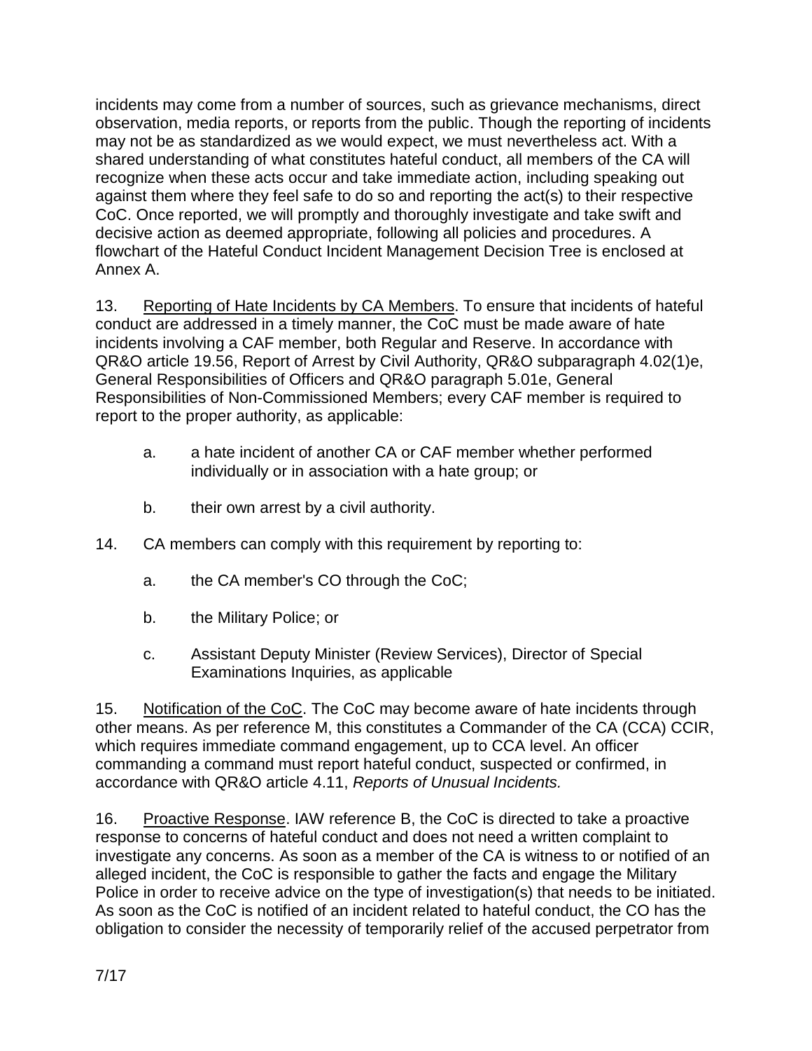incidents may come from a number of sources, such as grievance mechanisms, direct observation, media reports, or reports from the public. Though the reporting of incidents may not be as standardized as we would expect, we must nevertheless act. With a shared understanding of what constitutes hateful conduct, all members of the CA will recognize when these acts occur and take immediate action, including speaking out against them where they feel safe to do so and reporting the act(s) to their respective CoC. Once reported, we will promptly and thoroughly investigate and take swift and decisive action as deemed appropriate, following all policies and procedures. A flowchart of the Hateful Conduct Incident Management Decision Tree is enclosed at Annex A.

13. Reporting of Hate Incidents by CA Members. To ensure that incidents of hateful conduct are addressed in a timely manner, the CoC must be made aware of hate incidents involving a CAF member, both Regular and Reserve. In accordance with QR&O article 19.56, Report of Arrest by Civil Authority, QR&O subparagraph 4.02(1)e, General Responsibilities of Officers and QR&O paragraph 5.01e, General Responsibilities of Non-Commissioned Members; every CAF member is required to report to the proper authority, as applicable:

a. a hate incident of another CA or CAF member whether performed individually or in association with a hate group; or

b. their own arrest by a civil authority.

14. CA members can comply with this requirement by reporting to:

a. the CA member's CO through the CoC;

b. the Military Police; or

c. Assistant Deputy Minister (Review Services), Director of Special Examinations Inquiries, as applicable

15. Notification of the CoC. The CoC may become aware of hate incidents through other means. As per reference M, this constitutes a Commander of the CA (CCA) CCIR, which requires immediate command engagement, up to CCA level. An officer commanding a command must report hateful conduct, suspected or confirmed, in accordance with QR&O article 4.11, *Reports of Unusual Incidents.*

16. Proactive Response. IAW reference B, the CoC is directed to take a proactive response to concerns of hateful conduct and does not need a written complaint to investigate any concerns. As soon as a member of the CA is witness to or notified of an alleged incident, the CoC is responsible to gather the facts and engage the Military Police in order to receive advice on the type of investigation(s) that needs to be initiated. As soon as the CoC is notified of an incident related to hateful conduct, the CO has the obligation to consider the necessity of temporarily relief of the accused perpetrator from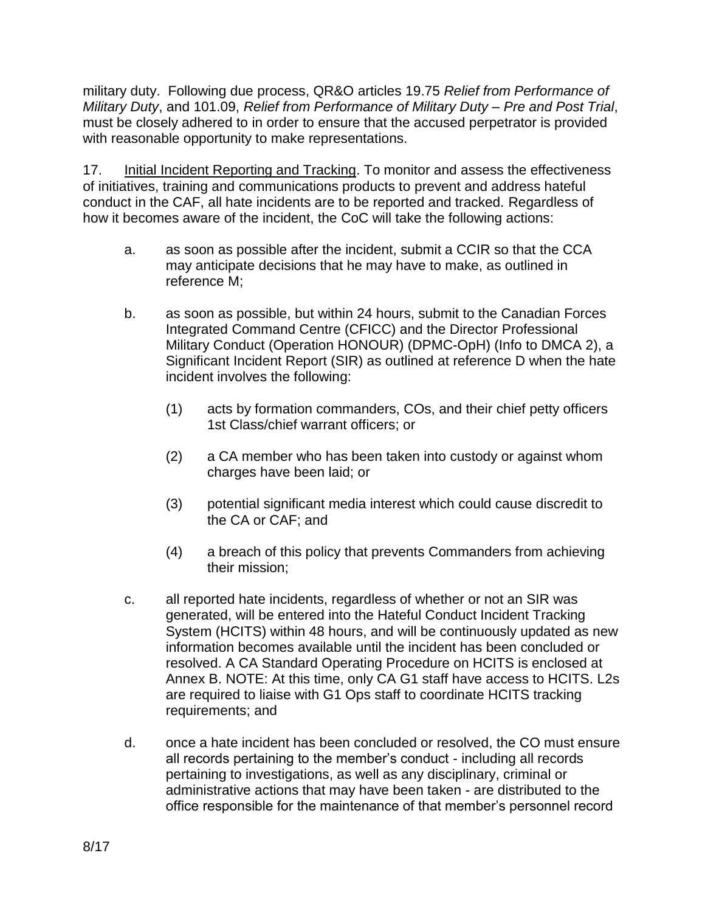military duty. Following due process, QR&O articles 19.75 *Relief from Performance of Military Duty*, and 101.09, *Relief from Performance of Military Duty – Pre and Post Trial*, must be closely adhered to in order to ensure that the accused perpetrator is provided with reasonable opportunity to make representations.

17. Initial Incident Reporting and Tracking. To monitor and assess the effectiveness of initiatives, training and communications products to prevent and address hateful conduct in the CAF, all hate incidents are to be reported and tracked. Regardless of how it becomes aware of the incident, the CoC will take the following actions:

   a. as soon as possible after the incident, submit a CCIR so that the CCA may anticipate decisions that he may have to make, as outlined in reference M;

   b. as soon as possible, but within 24 hours, submit to the Canadian Forces Integrated Command Centre (CFICC) and the Director Professional Military Conduct (Operation HONOUR) (DPMC-OpH) (Info to DMCA 2), a Significant Incident Report (SIR) as outlined at reference D when the hate incident involves the following:

      (1) acts by formation commanders, COs, and their chief petty officers 1st Class/chief warrant officers; or

      (2) a CA member who has been taken into custody or against whom charges have been laid; or

      (3) potential significant media interest which could cause discredit to the CA or CAF; and

      (4) a breach of this policy that prevents Commanders from achieving their mission;

   c. all reported hate incidents, regardless of whether or not an SIR was generated, will be entered into the Hateful Conduct Incident Tracking System (HCITS) within 48 hours, and will be continuously updated as new information becomes available until the incident has been concluded or resolved. A CA Standard Operating Procedure on HCITS is enclosed at Annex B. NOTE: At this time, only CA G1 staff have access to HCITS. L2s are required to liaise with G1 Ops staff to coordinate HCITS tracking requirements; and

   d. once a hate incident has been concluded or resolved, the CO must ensure all records pertaining to the member's conduct - including all records pertaining to investigations, as well as any disciplinary, criminal or administrative actions that may have been taken - are distributed to the office responsible for the maintenance of that member's personnel record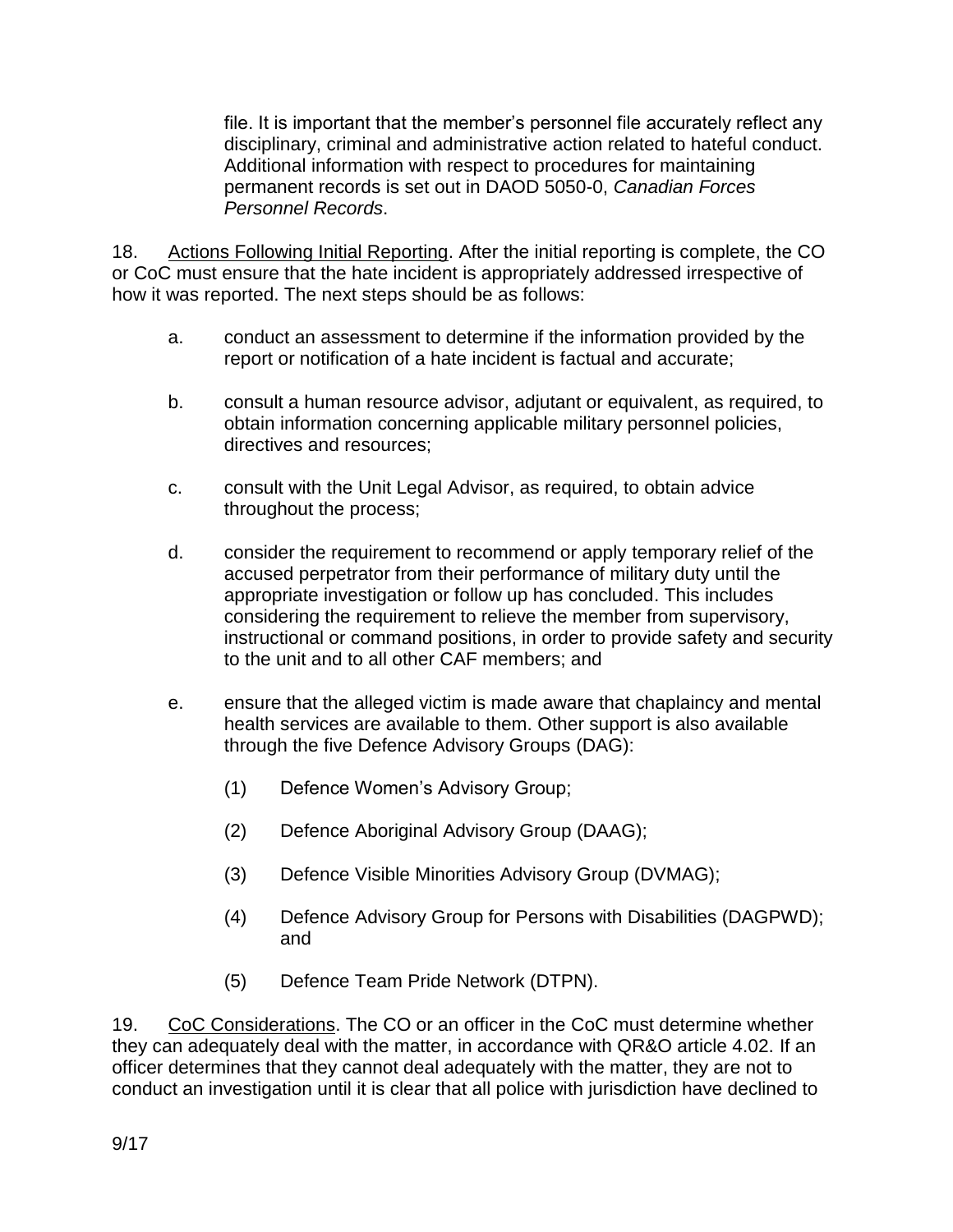file. It is important that the member's personnel file accurately reflect any disciplinary, criminal and administrative action related to hateful conduct. Additional information with respect to procedures for maintaining permanent records is set out in DAOD 5050-0, *Canadian Forces Personnel Records*.

18. Actions Following Initial Reporting. After the initial reporting is complete, the CO or CoC must ensure that the hate incident is appropriately addressed irrespective of how it was reported. The next steps should be as follows:

a. conduct an assessment to determine if the information provided by the report or notification of a hate incident is factual and accurate;

b. consult a human resource advisor, adjutant or equivalent, as required, to obtain information concerning applicable military personnel policies, directives and resources;

c. consult with the Unit Legal Advisor, as required, to obtain advice throughout the process;

d. consider the requirement to recommend or apply temporary relief of the accused perpetrator from their performance of military duty until the appropriate investigation or follow up has concluded. This includes considering the requirement to relieve the member from supervisory, instructional or command positions, in order to provide safety and security to the unit and to all other CAF members; and

e. ensure that the alleged victim is made aware that chaplaincy and mental health services are available to them. Other support is also available through the five Defence Advisory Groups (DAG):

(1) Defence Women's Advisory Group;

(2) Defence Aboriginal Advisory Group (DAAG);

(3) Defence Visible Minorities Advisory Group (DVMAG);

(4) Defence Advisory Group for Persons with Disabilities (DAGPWD); and

(5) Defence Team Pride Network (DTPN).

19. CoC Considerations. The CO or an officer in the CoC must determine whether they can adequately deal with the matter, in accordance with QR&O article 4.02. If an officer determines that they cannot deal adequately with the matter, they are not to conduct an investigation until it is clear that all police with jurisdiction have declined to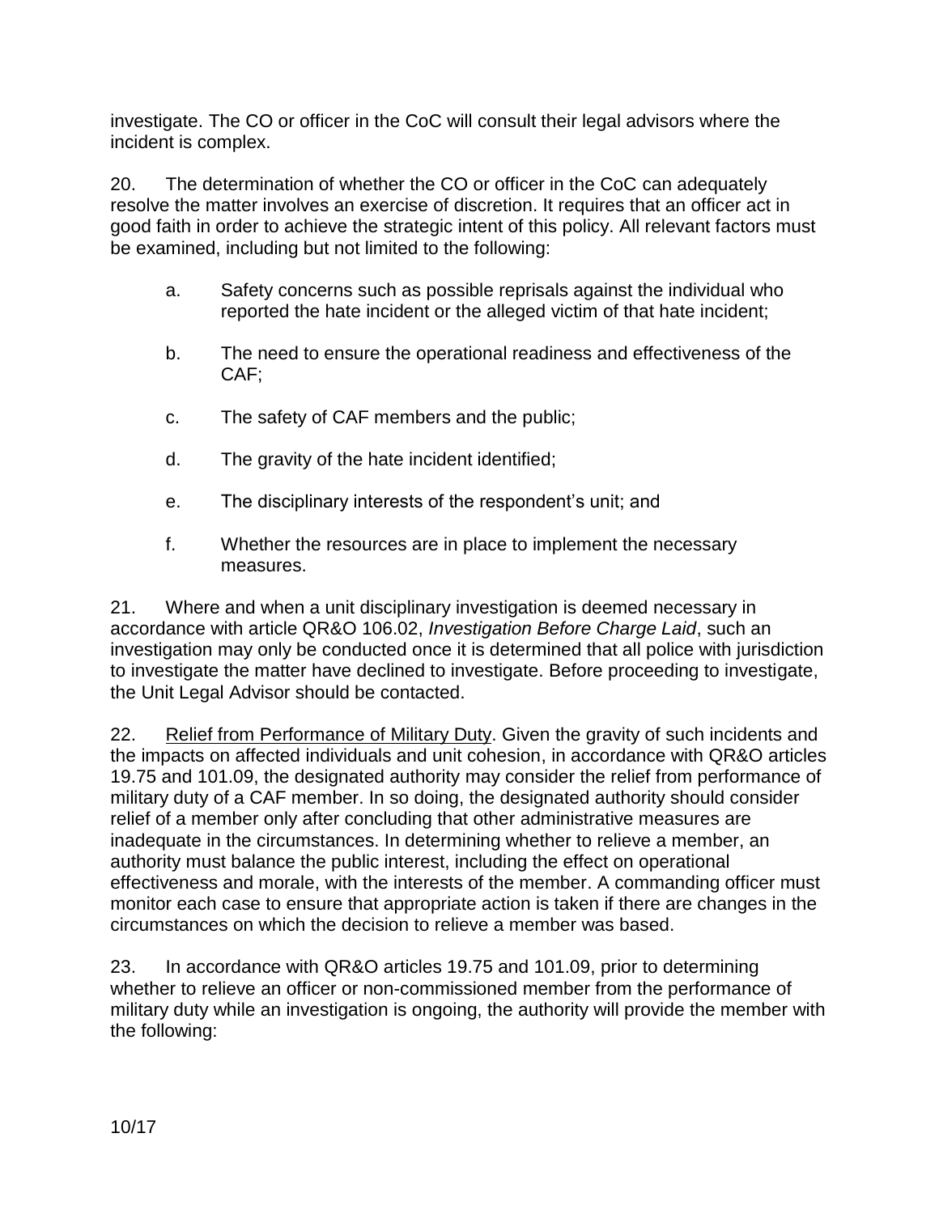investigate. The CO or officer in the CoC will consult their legal advisors where the incident is complex.

20. The determination of whether the CO or officer in the CoC can adequately resolve the matter involves an exercise of discretion. It requires that an officer act in good faith in order to achieve the strategic intent of this policy. All relevant factors must be examined, including but not limited to the following:

  a. Safety concerns such as possible reprisals against the individual who reported the hate incident or the alleged victim of that hate incident;

  b. The need to ensure the operational readiness and effectiveness of the CAF;

  c. The safety of CAF members and the public;

  d. The gravity of the hate incident identified;

  e. The disciplinary interests of the respondent's unit; and

  f. Whether the resources are in place to implement the necessary measures.

21. Where and when a unit disciplinary investigation is deemed necessary in accordance with article QR&O 106.02, *Investigation Before Charge Laid*, such an investigation may only be conducted once it is determined that all police with jurisdiction to investigate the matter have declined to investigate. Before proceeding to investigate, the Unit Legal Advisor should be contacted.

22. <u>Relief from Performance of Military Duty</u>. Given the gravity of such incidents and the impacts on affected individuals and unit cohesion, in accordance with QR&O articles 19.75 and 101.09, the designated authority may consider the relief from performance of military duty of a CAF member. In so doing, the designated authority should consider relief of a member only after concluding that other administrative measures are inadequate in the circumstances. In determining whether to relieve a member, an authority must balance the public interest, including the effect on operational effectiveness and morale, with the interests of the member. A commanding officer must monitor each case to ensure that appropriate action is taken if there are changes in the circumstances on which the decision to relieve a member was based.

23. In accordance with QR&O articles 19.75 and 101.09, prior to determining whether to relieve an officer or non-commissioned member from the performance of military duty while an investigation is ongoing, the authority will provide the member with the following: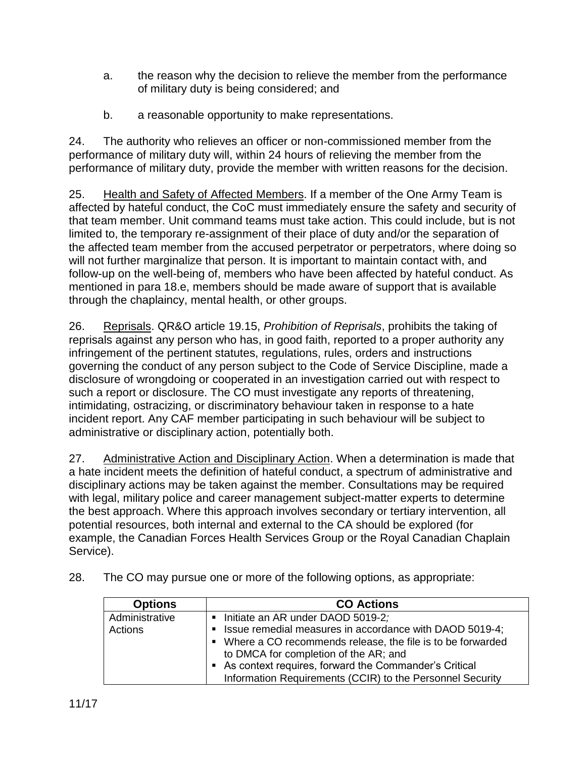a. the reason why the decision to relieve the member from the performance of military duty is being considered; and

b. a reasonable opportunity to make representations.

24. The authority who relieves an officer or non-commissioned member from the performance of military duty will, within 24 hours of relieving the member from the performance of military duty, provide the member with written reasons for the decision.

25. Health and Safety of Affected Members. If a member of the One Army Team is affected by hateful conduct, the CoC must immediately ensure the safety and security of that team member. Unit command teams must take action. This could include, but is not limited to, the temporary re-assignment of their place of duty and/or the separation of the affected team member from the accused perpetrator or perpetrators, where doing so will not further marginalize that person. It is important to maintain contact with, and follow-up on the well-being of, members who have been affected by hateful conduct. As mentioned in para 18.e, members should be made aware of support that is available through the chaplaincy, mental health, or other groups.

26. Reprisals. QR&O article 19.15, *Prohibition of Reprisals*, prohibits the taking of reprisals against any person who has, in good faith, reported to a proper authority any infringement of the pertinent statutes, regulations, rules, orders and instructions governing the conduct of any person subject to the Code of Service Discipline, made a disclosure of wrongdoing or cooperated in an investigation carried out with respect to such a report or disclosure. The CO must investigate any reports of threatening, intimidating, ostracizing, or discriminatory behaviour taken in response to a hate incident report. Any CAF member participating in such behaviour will be subject to administrative or disciplinary action, potentially both.

27. Administrative Action and Disciplinary Action. When a determination is made that a hate incident meets the definition of hateful conduct, a spectrum of administrative and disciplinary actions may be taken against the member. Consultations may be required with legal, military police and career management subject-matter experts to determine the best approach. Where this approach involves secondary or tertiary intervention, all potential resources, both internal and external to the CA should be explored (for example, the Canadian Forces Health Services Group or the Royal Canadian Chaplain Service).

28. The CO may pursue one or more of the following options, as appropriate:

| Options | CO Actions |
|---|---|
| Administrative Actions | ▪ Initiate an AR under DAOD 5019-2*;*<br>▪ Issue remedial measures in accordance with DAOD 5019-4;<br>▪ Where a CO recommends release, the file is to be forwarded to DMCA for completion of the AR; and<br>▪ As context requires, forward the Commander's Critical Information Requirements (CCIR) to the Personnel Security |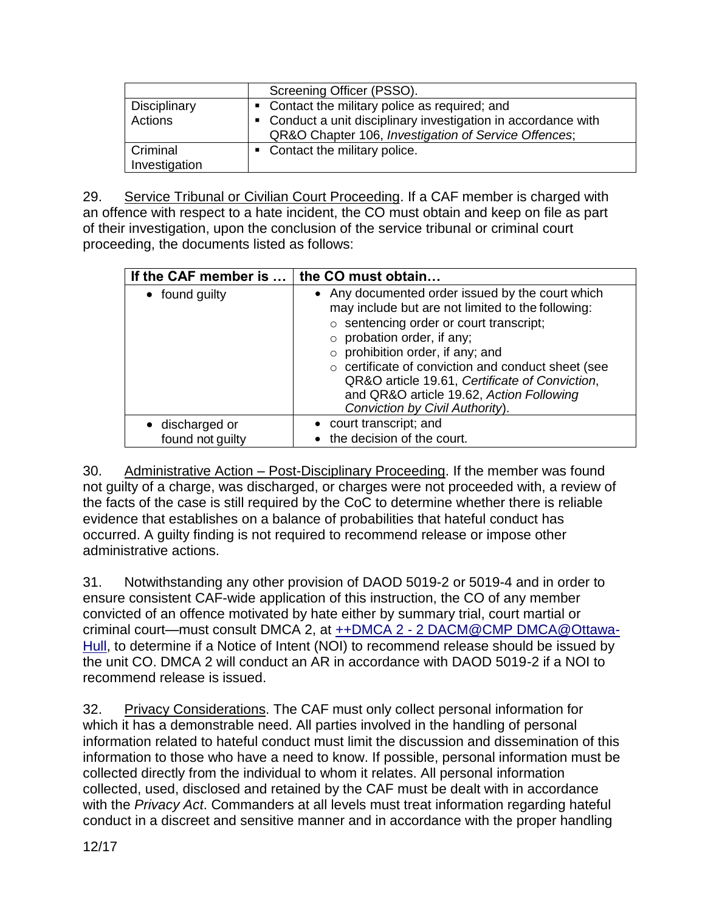|  | Screening Officer (PSSO). |
| --- | --- |
| Disciplinary Actions | ▪ Contact the military police as required; and<br>▪ Conduct a unit disciplinary investigation in accordance with QR&O Chapter 106, *Investigation of Service Offences*; |
| Criminal Investigation | ▪ Contact the military police. |

29. Service Tribunal or Civilian Court Proceeding. If a CAF member is charged with an offence with respect to a hate incident, the CO must obtain and keep on file as part of their investigation, upon the conclusion of the service tribunal or criminal court proceeding, the documents listed as follows:

| If the CAF member is … | the CO must obtain… |
| --- | --- |
| • found guilty | • Any documented order issued by the court which may include but are not limited to the following:<br>○ sentencing order or court transcript;<br>○ probation order, if any;<br>○ prohibition order, if any; and<br>○ certificate of conviction and conduct sheet (see QR&O article 19.61, *Certificate of Conviction*, and QR&O article 19.62, *Action Following Conviction by Civil Authority*). |
| • discharged or found not guilty | • court transcript; and<br>• the decision of the court. |

30. Administrative Action – Post-Disciplinary Proceeding. If the member was found not guilty of a charge, was discharged, or charges were not proceeded with, a review of the facts of the case is still required by the CoC to determine whether there is reliable evidence that establishes on a balance of probabilities that hateful conduct has occurred. A guilty finding is not required to recommend release or impose other administrative actions.

31. Notwithstanding any other provision of DAOD 5019-2 or 5019-4 and in order to ensure consistent CAF-wide application of this instruction, the CO of any member convicted of an offence motivated by hate either by summary trial, court martial or criminal court—must consult DMCA 2, at ++DMCA 2 - 2 DACM@CMP DMCA@Ottawa-Hull, to determine if a Notice of Intent (NOI) to recommend release should be issued by the unit CO. DMCA 2 will conduct an AR in accordance with DAOD 5019-2 if a NOI to recommend release is issued.

32. Privacy Considerations. The CAF must only collect personal information for which it has a demonstrable need. All parties involved in the handling of personal information related to hateful conduct must limit the discussion and dissemination of this information to those who have a need to know. If possible, personal information must be collected directly from the individual to whom it relates. All personal information collected, used, disclosed and retained by the CAF must be dealt with in accordance with the *Privacy Act*. Commanders at all levels must treat information regarding hateful conduct in a discreet and sensitive manner and in accordance with the proper handling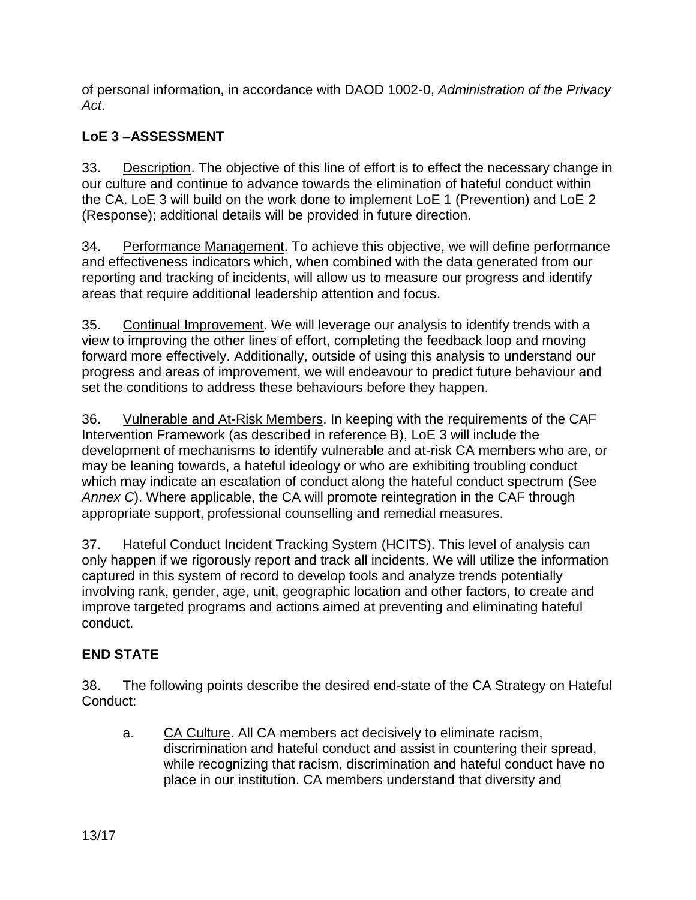of personal information, in accordance with DAOD 1002-0, *Administration of the Privacy Act*.

## LoE 3 –ASSESSMENT

33. Description. The objective of this line of effort is to effect the necessary change in our culture and continue to advance towards the elimination of hateful conduct within the CA. LoE 3 will build on the work done to implement LoE 1 (Prevention) and LoE 2 (Response); additional details will be provided in future direction.

34. Performance Management. To achieve this objective, we will define performance and effectiveness indicators which, when combined with the data generated from our reporting and tracking of incidents, will allow us to measure our progress and identify areas that require additional leadership attention and focus.

35. Continual Improvement. We will leverage our analysis to identify trends with a view to improving the other lines of effort, completing the feedback loop and moving forward more effectively. Additionally, outside of using this analysis to understand our progress and areas of improvement, we will endeavour to predict future behaviour and set the conditions to address these behaviours before they happen.

36. Vulnerable and At-Risk Members. In keeping with the requirements of the CAF Intervention Framework (as described in reference B), LoE 3 will include the development of mechanisms to identify vulnerable and at-risk CA members who are, or may be leaning towards, a hateful ideology or who are exhibiting troubling conduct which may indicate an escalation of conduct along the hateful conduct spectrum (See *Annex C*). Where applicable, the CA will promote reintegration in the CAF through appropriate support, professional counselling and remedial measures.

37. Hateful Conduct Incident Tracking System (HCITS). This level of analysis can only happen if we rigorously report and track all incidents. We will utilize the information captured in this system of record to develop tools and analyze trends potentially involving rank, gender, age, unit, geographic location and other factors, to create and improve targeted programs and actions aimed at preventing and eliminating hateful conduct.

## END STATE

38. The following points describe the desired end-state of the CA Strategy on Hateful Conduct:

a. CA Culture. All CA members act decisively to eliminate racism, discrimination and hateful conduct and assist in countering their spread, while recognizing that racism, discrimination and hateful conduct have no place in our institution. CA members understand that diversity and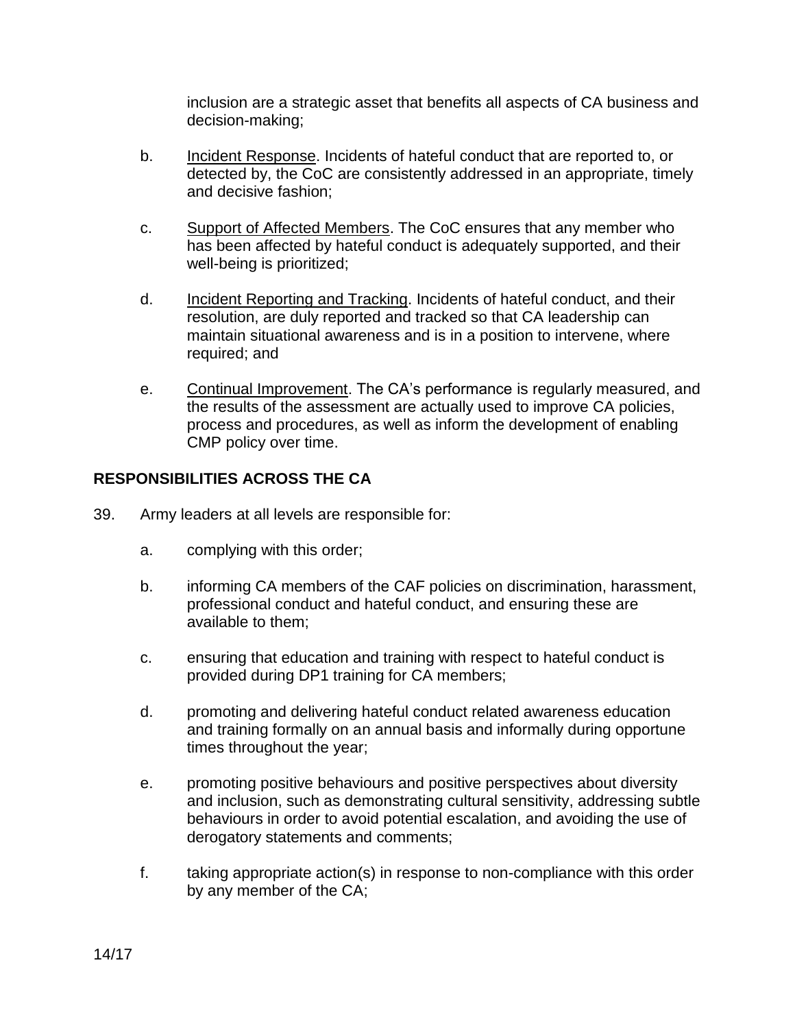inclusion are a strategic asset that benefits all aspects of CA business and decision-making;

b. Incident Response. Incidents of hateful conduct that are reported to, or detected by, the CoC are consistently addressed in an appropriate, timely and decisive fashion;

c. Support of Affected Members. The CoC ensures that any member who has been affected by hateful conduct is adequately supported, and their well-being is prioritized;

d. Incident Reporting and Tracking. Incidents of hateful conduct, and their resolution, are duly reported and tracked so that CA leadership can maintain situational awareness and is in a position to intervene, where required; and

e. Continual Improvement. The CA's performance is regularly measured, and the results of the assessment are actually used to improve CA policies, process and procedures, as well as inform the development of enabling CMP policy over time.

## RESPONSIBILITIES ACROSS THE CA

39. Army leaders at all levels are responsible for:

a. complying with this order;

b. informing CA members of the CAF policies on discrimination, harassment, professional conduct and hateful conduct, and ensuring these are available to them;

c. ensuring that education and training with respect to hateful conduct is provided during DP1 training for CA members;

d. promoting and delivering hateful conduct related awareness education and training formally on an annual basis and informally during opportune times throughout the year;

e. promoting positive behaviours and positive perspectives about diversity and inclusion, such as demonstrating cultural sensitivity, addressing subtle behaviours in order to avoid potential escalation, and avoiding the use of derogatory statements and comments;

f. taking appropriate action(s) in response to non-compliance with this order by any member of the CA;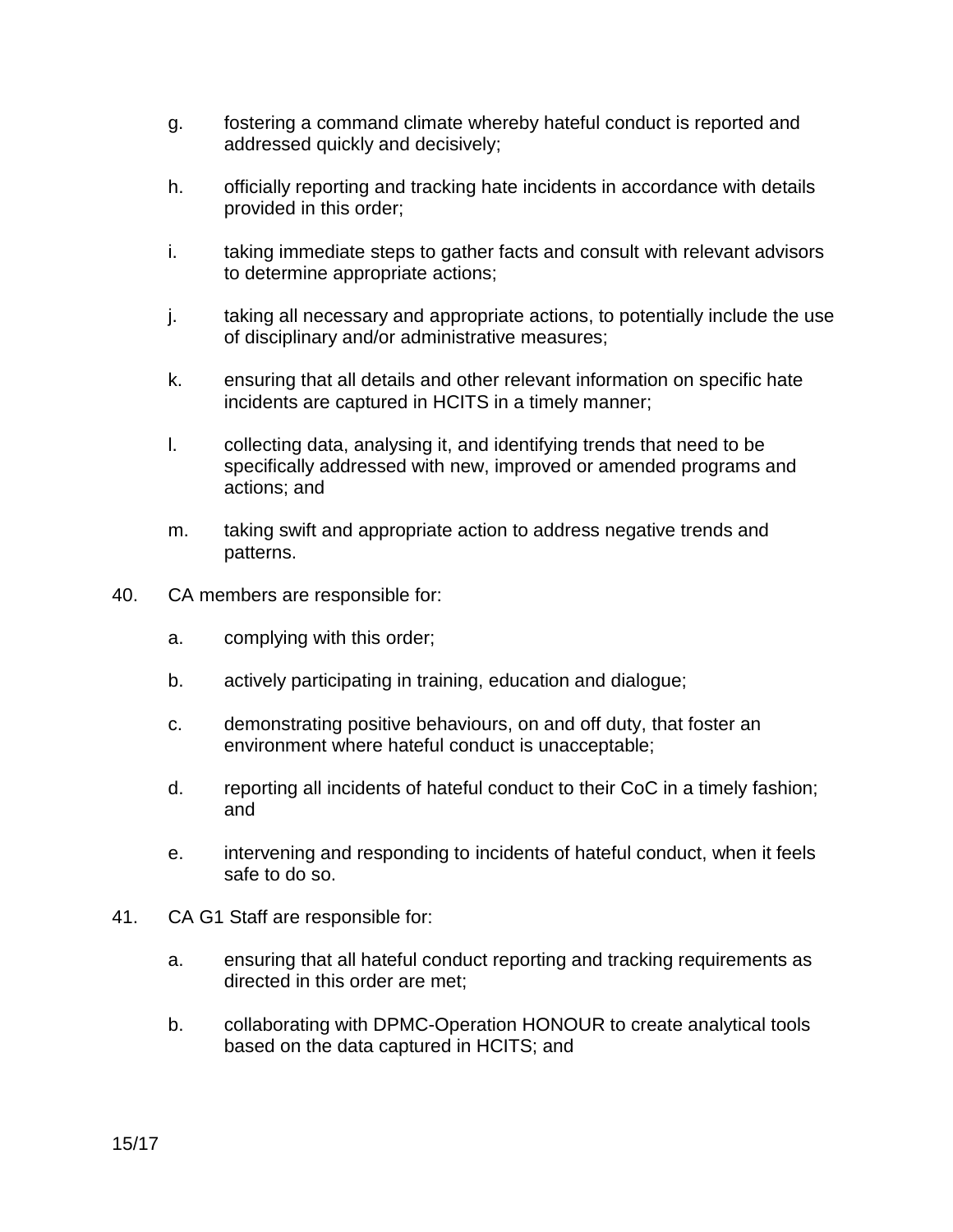g. fostering a command climate whereby hateful conduct is reported and addressed quickly and decisively;

h. officially reporting and tracking hate incidents in accordance with details provided in this order;

i. taking immediate steps to gather facts and consult with relevant advisors to determine appropriate actions;

j. taking all necessary and appropriate actions, to potentially include the use of disciplinary and/or administrative measures;

k. ensuring that all details and other relevant information on specific hate incidents are captured in HCITS in a timely manner;

l. collecting data, analysing it, and identifying trends that need to be specifically addressed with new, improved or amended programs and actions; and

m. taking swift and appropriate action to address negative trends and patterns.

40. CA members are responsible for:

a. complying with this order;

b. actively participating in training, education and dialogue;

c. demonstrating positive behaviours, on and off duty, that foster an environment where hateful conduct is unacceptable;

d. reporting all incidents of hateful conduct to their CoC in a timely fashion; and

e. intervening and responding to incidents of hateful conduct, when it feels safe to do so.

41. CA G1 Staff are responsible for:

a. ensuring that all hateful conduct reporting and tracking requirements as directed in this order are met;

b. collaborating with DPMC-Operation HONOUR to create analytical tools based on the data captured in HCITS; and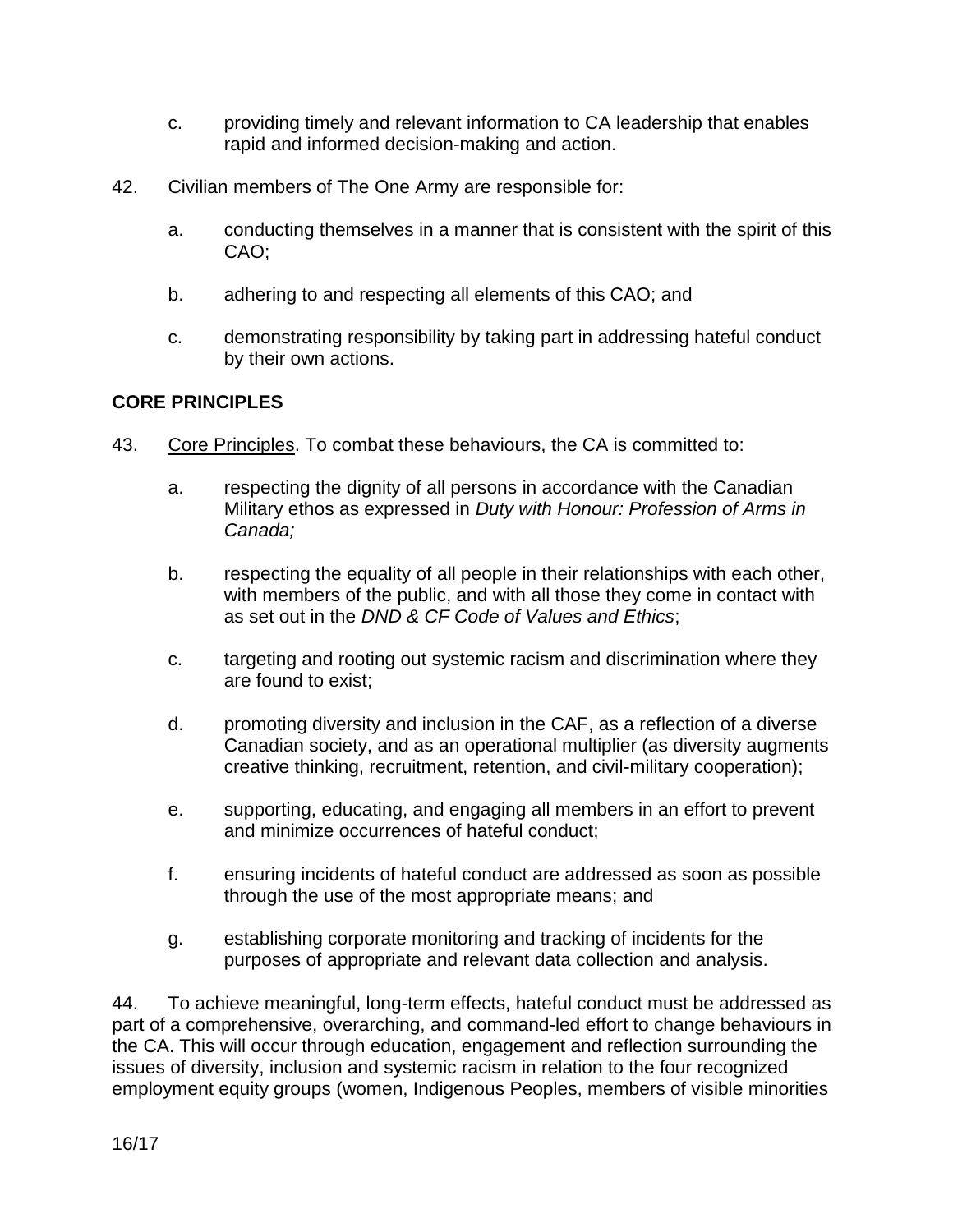c. providing timely and relevant information to CA leadership that enables rapid and informed decision-making and action.

42. Civilian members of The One Army are responsible for:

a. conducting themselves in a manner that is consistent with the spirit of this CAO;

b. adhering to and respecting all elements of this CAO; and

c. demonstrating responsibility by taking part in addressing hateful conduct by their own actions.

## CORE PRINCIPLES

43. Core Principles. To combat these behaviours, the CA is committed to:

a. respecting the dignity of all persons in accordance with the Canadian Military ethos as expressed in *Duty with Honour: Profession of Arms in Canada;*

b. respecting the equality of all people in their relationships with each other, with members of the public, and with all those they come in contact with as set out in the *DND & CF Code of Values and Ethics*;

c. targeting and rooting out systemic racism and discrimination where they are found to exist;

d. promoting diversity and inclusion in the CAF, as a reflection of a diverse Canadian society, and as an operational multiplier (as diversity augments creative thinking, recruitment, retention, and civil-military cooperation);

e. supporting, educating, and engaging all members in an effort to prevent and minimize occurrences of hateful conduct;

f. ensuring incidents of hateful conduct are addressed as soon as possible through the use of the most appropriate means; and

g. establishing corporate monitoring and tracking of incidents for the purposes of appropriate and relevant data collection and analysis.

44. To achieve meaningful, long-term effects, hateful conduct must be addressed as part of a comprehensive, overarching, and command-led effort to change behaviours in the CA. This will occur through education, engagement and reflection surrounding the issues of diversity, inclusion and systemic racism in relation to the four recognized employment equity groups (women, Indigenous Peoples, members of visible minorities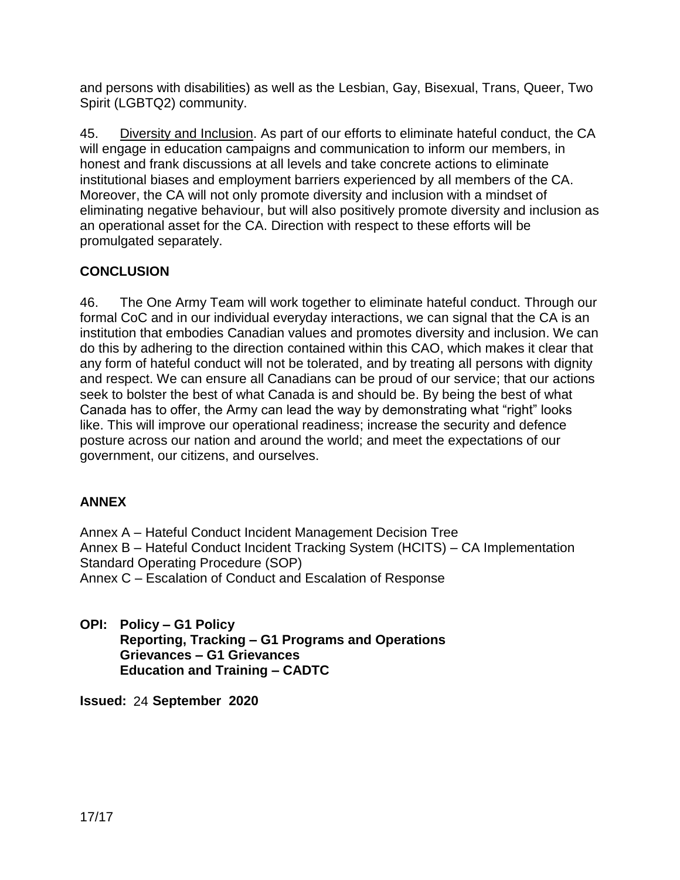and persons with disabilities) as well as the Lesbian, Gay, Bisexual, Trans, Queer, Two Spirit (LGBTQ2) community.

45. Diversity and Inclusion. As part of our efforts to eliminate hateful conduct, the CA will engage in education campaigns and communication to inform our members, in honest and frank discussions at all levels and take concrete actions to eliminate institutional biases and employment barriers experienced by all members of the CA. Moreover, the CA will not only promote diversity and inclusion with a mindset of eliminating negative behaviour, but will also positively promote diversity and inclusion as an operational asset for the CA. Direction with respect to these efforts will be promulgated separately.

## CONCLUSION

46. The One Army Team will work together to eliminate hateful conduct. Through our formal CoC and in our individual everyday interactions, we can signal that the CA is an institution that embodies Canadian values and promotes diversity and inclusion. We can do this by adhering to the direction contained within this CAO, which makes it clear that any form of hateful conduct will not be tolerated, and by treating all persons with dignity and respect. We can ensure all Canadians can be proud of our service; that our actions seek to bolster the best of what Canada is and should be. By being the best of what Canada has to offer, the Army can lead the way by demonstrating what "right" looks like. This will improve our operational readiness; increase the security and defence posture across our nation and around the world; and meet the expectations of our government, our citizens, and ourselves.

## ANNEX

Annex A – Hateful Conduct Incident Management Decision Tree
Annex B – Hateful Conduct Incident Tracking System (HCITS) – CA Implementation Standard Operating Procedure (SOP)
Annex C – Escalation of Conduct and Escalation of Response

**OPI: Policy – G1 Policy**
**Reporting, Tracking – G1 Programs and Operations**
**Grievances – G1 Grievances**
**Education and Training – CADTC**

**Issued:** 24 **September 2020**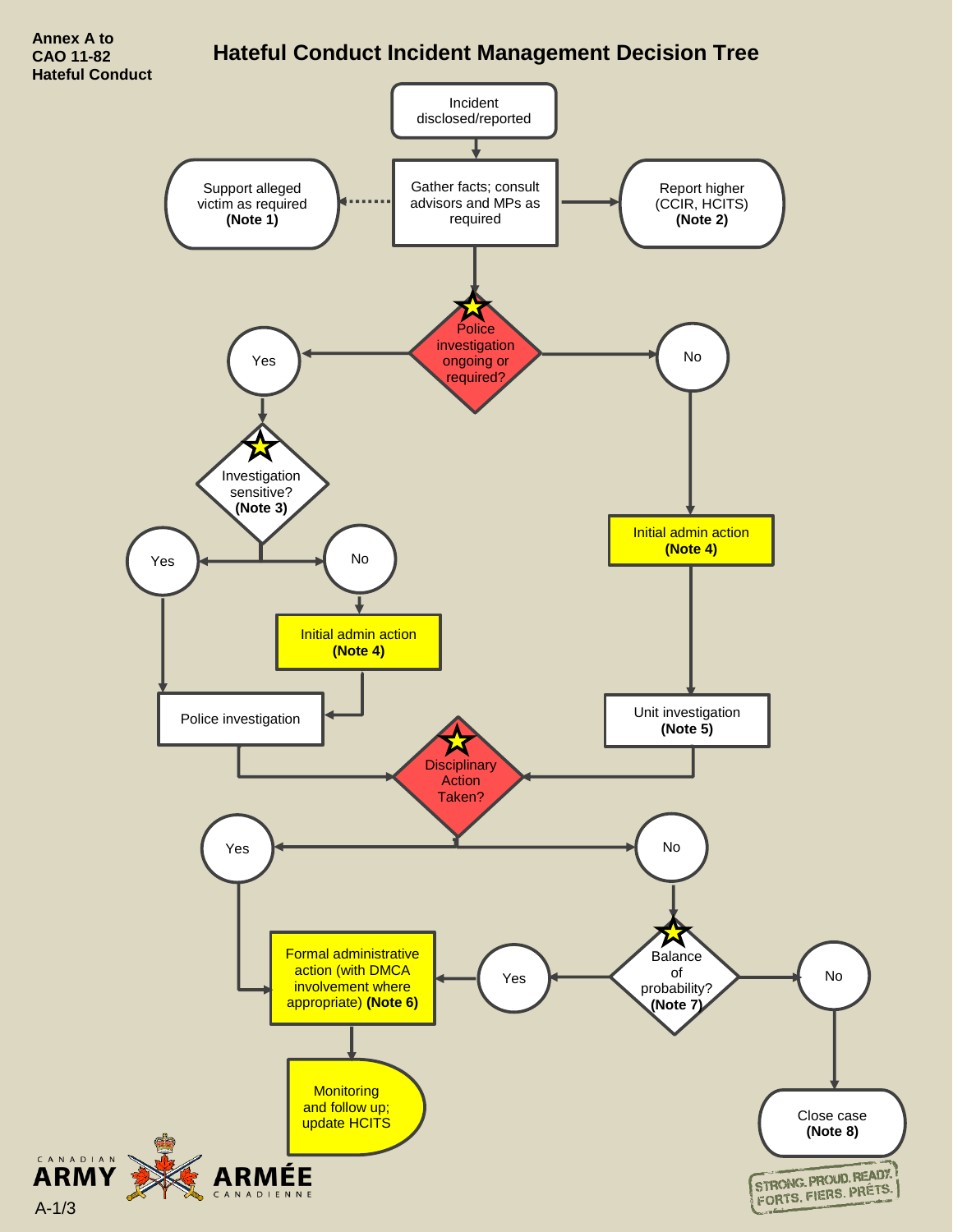Annex A to
CAO 11-82
Hateful Conduct

# Hateful Conduct Incident Management Decision Tree

Incident disclosed/reported

Gather facts; consult advisors and MPs as required

Support alleged victim as required **(Note 1)**

Report higher (CCIR, HCITS) **(Note 2)**

Police investigation ongoing or required?

Yes

No

Investigation sensitive? **(Note 3)**

Yes

No

Initial admin action **(Note 4)**

Initial admin action **(Note 4)**

Police investigation

Unit investigation **(Note 5)**

Disciplinary Action Taken?

Yes

No

Balance of probability? **(Note 7)**

Yes

No

Formal administrative action (with DMCA involvement where appropriate) **(Note 6)**

Monitoring and follow up; update HCITS

Close case **(Note 8)**

CANADIAN ARMY ARMÉE CANADIENNE

STRONG. PROUD. READY. FORTS. FIERS. PRÊTS.

A-1/3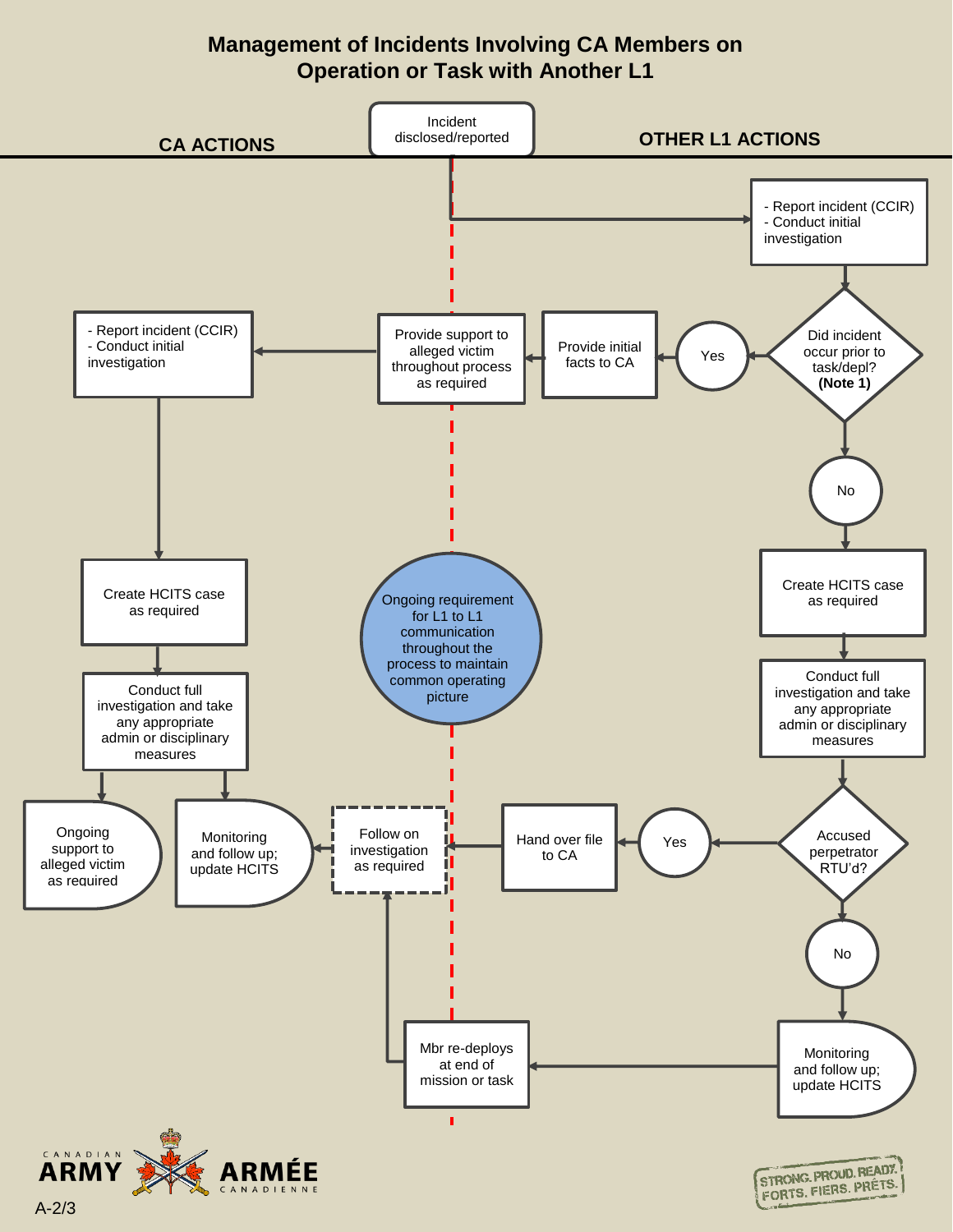# Management of Incidents Involving CA Members on Operation or Task with Another L1

Incident disclosed/reported

## CA ACTIONS

- Report incident (CCIR)
- Conduct initial investigation

Create HCITS case as required

Conduct full investigation and take any appropriate admin or disciplinary measures

Ongoing support to alleged victim as required

Monitoring and follow up; update HCITS

Follow on investigation as required

Provide support to alleged victim throughout process as required

Ongoing requirement for L1 to L1 communication throughout the process to maintain common operating picture

Mbr re-deploys at end of mission or task

## OTHER L1 ACTIONS

- Report incident (CCIR)
- Conduct initial investigation

Did incident occur prior to task/depl? **(Note 1)**

Yes → Provide initial facts to CA

No → Create HCITS case as required

Conduct full investigation and take any appropriate admin or disciplinary measures

Accused perpetrator RTU'd?

Yes → Hand over file to CA

No → Monitoring and follow up; update HCITS

CANADIAN ARMY ARMÉE CANADIENNE

STRONG. PROUD. READY. FORTS. FIERS. PRÊTS.

A-2/3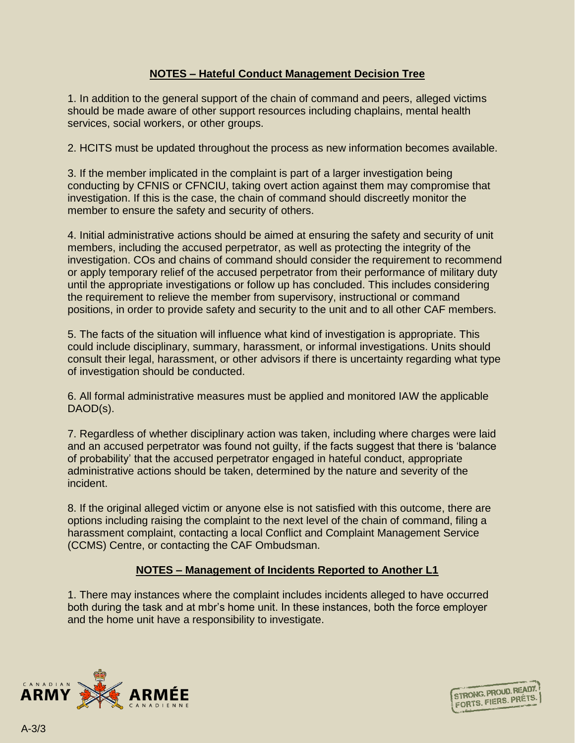## NOTES – Hateful Conduct Management Decision Tree

1. In addition to the general support of the chain of command and peers, alleged victims should be made aware of other support resources including chaplains, mental health services, social workers, or other groups.

2. HCITS must be updated throughout the process as new information becomes available.

3. If the member implicated in the complaint is part of a larger investigation being conducting by CFNIS or CFNCIU, taking overt action against them may compromise that investigation. If this is the case, the chain of command should discreetly monitor the member to ensure the safety and security of others.

4. Initial administrative actions should be aimed at ensuring the safety and security of unit members, including the accused perpetrator, as well as protecting the integrity of the investigation. COs and chains of command should consider the requirement to recommend or apply temporary relief of the accused perpetrator from their performance of military duty until the appropriate investigations or follow up has concluded. This includes considering the requirement to relieve the member from supervisory, instructional or command positions, in order to provide safety and security to the unit and to all other CAF members.

5. The facts of the situation will influence what kind of investigation is appropriate. This could include disciplinary, summary, harassment, or informal investigations. Units should consult their legal, harassment, or other advisors if there is uncertainty regarding what type of investigation should be conducted.

6. All formal administrative measures must be applied and monitored IAW the applicable DAOD(s).

7. Regardless of whether disciplinary action was taken, including where charges were laid and an accused perpetrator was found not guilty, if the facts suggest that there is 'balance of probability' that the accused perpetrator engaged in hateful conduct, appropriate administrative actions should be taken, determined by the nature and severity of the incident.

8. If the original alleged victim or anyone else is not satisfied with this outcome, there are options including raising the complaint to the next level of the chain of command, filing a harassment complaint, contacting a local Conflict and Complaint Management Service (CCMS) Centre, or contacting the CAF Ombudsman.

## NOTES – Management of Incidents Reported to Another L1

1. There may instances where the complaint includes incidents alleged to have occurred both during the task and at mbr's home unit. In these instances, both the force employer and the home unit have a responsibility to investigate.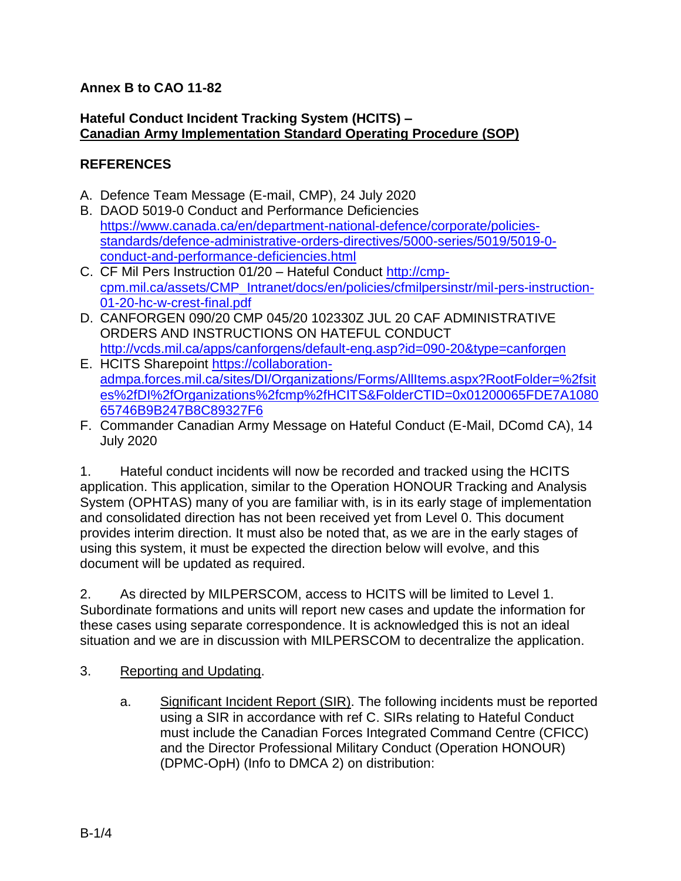**Annex B to CAO 11-82**

**Hateful Conduct Incident Tracking System (HCITS) –**
**Canadian Army Implementation Standard Operating Procedure (SOP)**

**REFERENCES**

A. Defence Team Message (E-mail, CMP), 24 July 2020
B. DAOD 5019-0 Conduct and Performance Deficiencies https://www.canada.ca/en/department-national-defence/corporate/policies-standards/defence-administrative-orders-directives/5000-series/5019/5019-0-conduct-and-performance-deficiencies.html
C. CF Mil Pers Instruction 01/20 – Hateful Conduct http://cmp-cpm.mil.ca/assets/CMP_Intranet/docs/en/policies/cfmilpersinstr/mil-pers-instruction-01-20-hc-w-crest-final.pdf
D. CANFORGEN 090/20 CMP 045/20 102330Z JUL 20 CAF ADMINISTRATIVE ORDERS AND INSTRUCTIONS ON HATEFUL CONDUCT http://vcds.mil.ca/apps/canforgens/default-eng.asp?id=090-20&type=canforgen
E. HCITS Sharepoint https://collaboration-admpa.forces.mil.ca/sites/DI/Organizations/Forms/AllItems.aspx?RootFolder=%2fsites%2fDI%2fOrganizations%2fcmp%2fHCITS&FolderCTID=0x01200065FDE7A108065746B9B247B8C89327F6
F. Commander Canadian Army Message on Hateful Conduct (E-Mail, DComd CA), 14 July 2020

1. Hateful conduct incidents will now be recorded and tracked using the HCITS application. This application, similar to the Operation HONOUR Tracking and Analysis System (OPHTAS) many of you are familiar with, is in its early stage of implementation and consolidated direction has not been received yet from Level 0. This document provides interim direction. It must also be noted that, as we are in the early stages of using this system, it must be expected the direction below will evolve, and this document will be updated as required.

2. As directed by MILPERSCOM, access to HCITS will be limited to Level 1. Subordinate formations and units will report new cases and update the information for these cases using separate correspondence. It is acknowledged this is not an ideal situation and we are in discussion with MILPERSCOM to decentralize the application.

3. Reporting and Updating.

   a. Significant Incident Report (SIR). The following incidents must be reported using a SIR in accordance with ref C. SIRs relating to Hateful Conduct must include the Canadian Forces Integrated Command Centre (CFICC) and the Director Professional Military Conduct (Operation HONOUR) (DPMC-OpH) (Info to DMCA 2) on distribution: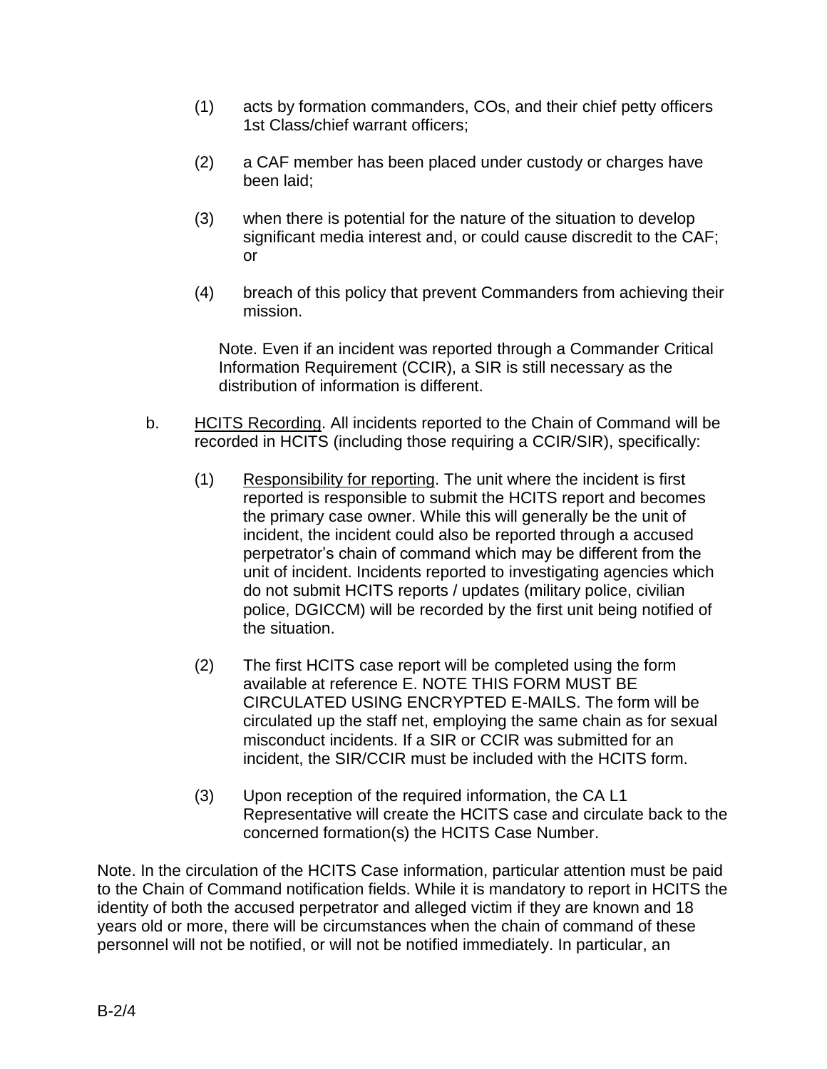(1) acts by formation commanders, COs, and their chief petty officers 1st Class/chief warrant officers;

(2) a CAF member has been placed under custody or charges have been laid;

(3) when there is potential for the nature of the situation to develop significant media interest and, or could cause discredit to the CAF; or

(4) breach of this policy that prevent Commanders from achieving their mission.

Note. Even if an incident was reported through a Commander Critical Information Requirement (CCIR), a SIR is still necessary as the distribution of information is different.

b. HCITS Recording. All incidents reported to the Chain of Command will be recorded in HCITS (including those requiring a CCIR/SIR), specifically:

(1) Responsibility for reporting. The unit where the incident is first reported is responsible to submit the HCITS report and becomes the primary case owner. While this will generally be the unit of incident, the incident could also be reported through a accused perpetrator's chain of command which may be different from the unit of incident. Incidents reported to investigating agencies which do not submit HCITS reports / updates (military police, civilian police, DGICCM) will be recorded by the first unit being notified of the situation.

(2) The first HCITS case report will be completed using the form available at reference E. NOTE THIS FORM MUST BE CIRCULATED USING ENCRYPTED E-MAILS. The form will be circulated up the staff net, employing the same chain as for sexual misconduct incidents. If a SIR or CCIR was submitted for an incident, the SIR/CCIR must be included with the HCITS form.

(3) Upon reception of the required information, the CA L1 Representative will create the HCITS case and circulate back to the concerned formation(s) the HCITS Case Number.

Note. In the circulation of the HCITS Case information, particular attention must be paid to the Chain of Command notification fields. While it is mandatory to report in HCITS the identity of both the accused perpetrator and alleged victim if they are known and 18 years old or more, there will be circumstances when the chain of command of these personnel will not be notified, or will not be notified immediately. In particular, an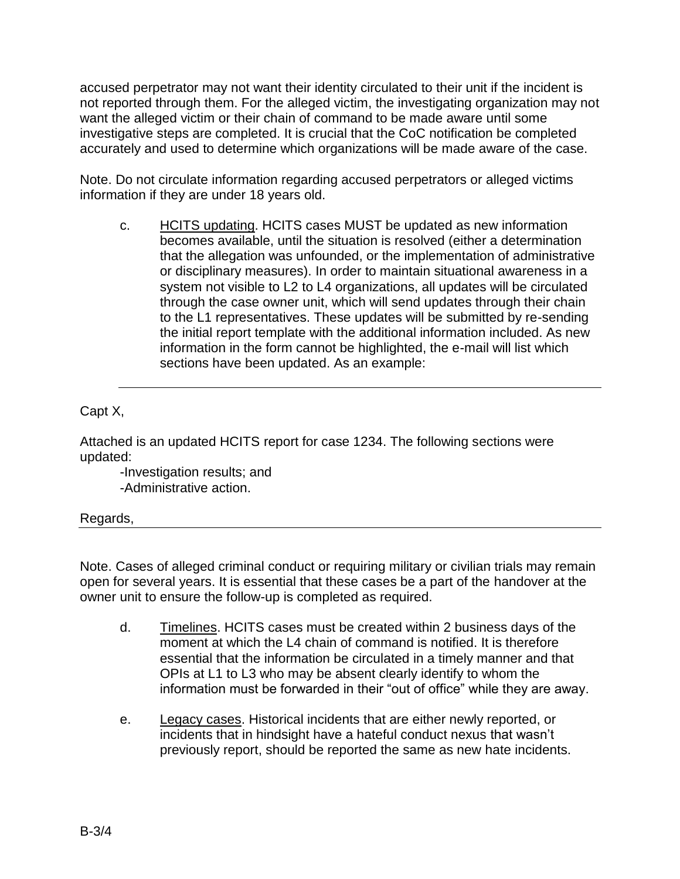accused perpetrator may not want their identity circulated to their unit if the incident is not reported through them. For the alleged victim, the investigating organization may not want the alleged victim or their chain of command to be made aware until some investigative steps are completed. It is crucial that the CoC notification be completed accurately and used to determine which organizations will be made aware of the case.

Note. Do not circulate information regarding accused perpetrators or alleged victims information if they are under 18 years old.

c. <u>HCITS updating</u>. HCITS cases MUST be updated as new information becomes available, until the situation is resolved (either a determination that the allegation was unfounded, or the implementation of administrative or disciplinary measures). In order to maintain situational awareness in a system not visible to L2 to L4 organizations, all updates will be circulated through the case owner unit, which will send updates through their chain to the L1 representatives. These updates will be submitted by re-sending the initial report template with the additional information included. As new information in the form cannot be highlighted, the e-mail will list which sections have been updated. As an example:

---

Capt X,

Attached is an updated HCITS report for case 1234. The following sections were updated:

-Investigation results; and
-Administrative action.

Regards,

---

Note. Cases of alleged criminal conduct or requiring military or civilian trials may remain open for several years. It is essential that these cases be a part of the handover at the owner unit to ensure the follow-up is completed as required.

d. <u>Timelines</u>. HCITS cases must be created within 2 business days of the moment at which the L4 chain of command is notified. It is therefore essential that the information be circulated in a timely manner and that OPIs at L1 to L3 who may be absent clearly identify to whom the information must be forwarded in their "out of office" while they are away.

e. <u>Legacy cases</u>. Historical incidents that are either newly reported, or incidents that in hindsight have a hateful conduct nexus that wasn't previously report, should be reported the same as new hate incidents.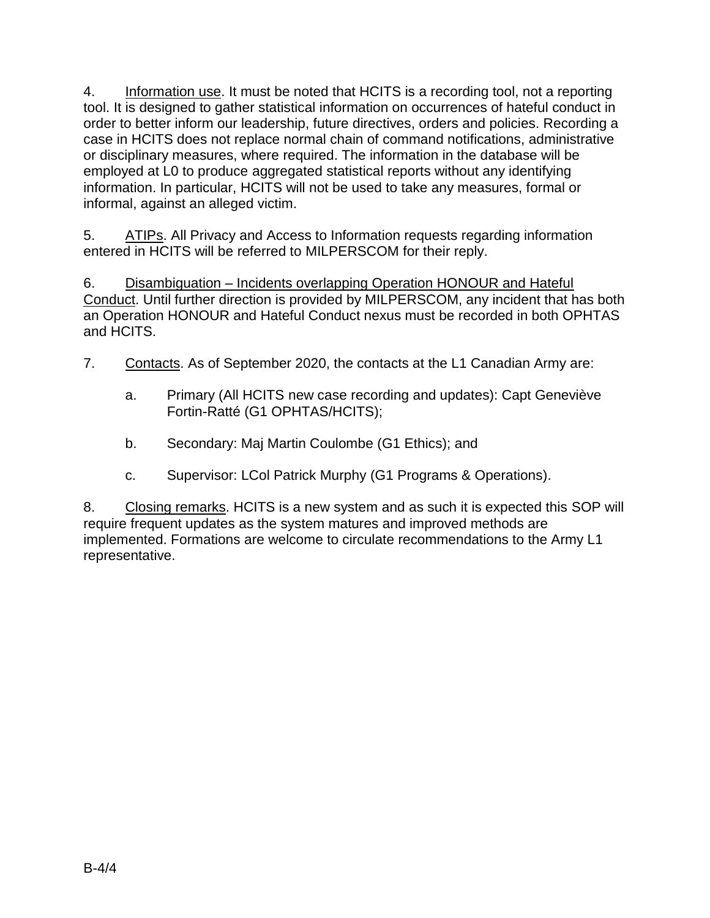4. Information use. It must be noted that HCITS is a recording tool, not a reporting tool. It is designed to gather statistical information on occurrences of hateful conduct in order to better inform our leadership, future directives, orders and policies. Recording a case in HCITS does not replace normal chain of command notifications, administrative or disciplinary measures, where required. The information in the database will be employed at L0 to produce aggregated statistical reports without any identifying information. In particular, HCITS will not be used to take any measures, formal or informal, against an alleged victim.

5. ATIPs. All Privacy and Access to Information requests regarding information entered in HCITS will be referred to MILPERSCOM for their reply.

6. Disambiguation – Incidents overlapping Operation HONOUR and Hateful Conduct. Until further direction is provided by MILPERSCOM, any incident that has both an Operation HONOUR and Hateful Conduct nexus must be recorded in both OPHTAS and HCITS.

7. Contacts. As of September 2020, the contacts at the L1 Canadian Army are:

   a. Primary (All HCITS new case recording and updates): Capt Geneviève Fortin-Ratté (G1 OPHTAS/HCITS);

   b. Secondary: Maj Martin Coulombe (G1 Ethics); and

   c. Supervisor: LCol Patrick Murphy (G1 Programs & Operations).

8. Closing remarks. HCITS is a new system and as such it is expected this SOP will require frequent updates as the system matures and improved methods are implemented. Formations are welcome to circulate recommendations to the Army L1 representative.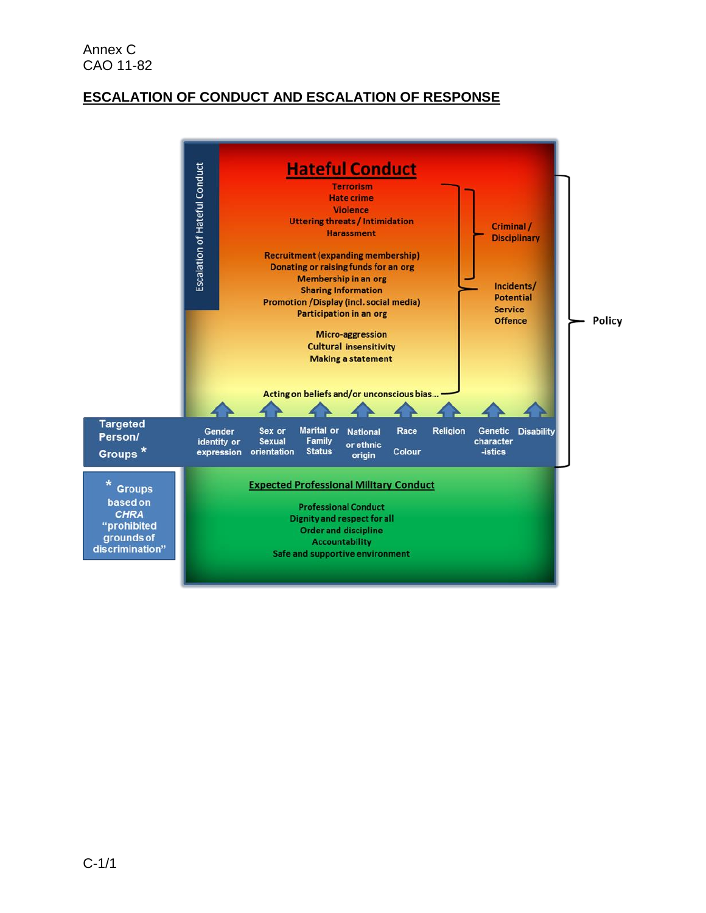Annex C
CAO 11-82

## ESCALATION OF CONDUCT AND ESCALATION OF RESPONSE

Escalation of Hateful Conduct

**Hateful Conduct**

Terrorism
Hate crime
Violence
Uttering threats / Intimidation
Harassment

Recruitment (expanding membership)
Donating or raising funds for an org
Membership in an org
Sharing Information
Promotion /Display (incl. social media)
Participation in an org

Micro-aggression
Cultural insensitivity
Making a statement

Acting on beliefs and/or unconscious bias...

Criminal / Disciplinary

Incidents/ Potential Service Offence

Policy

Targeted Person/ Groups *

Gender identity or expression
Sex or Sexual orientation
Marital or Family Status
National or ethnic origin
Race
Colour
Religion
Genetic characteristics
Disability

\* Groups based on *CHRA* "prohibited grounds of discrimination"

**Expected Professional Military Conduct**

Professional Conduct
Dignity and respect for all
Order and discipline
Accountability
Safe and supportive environment